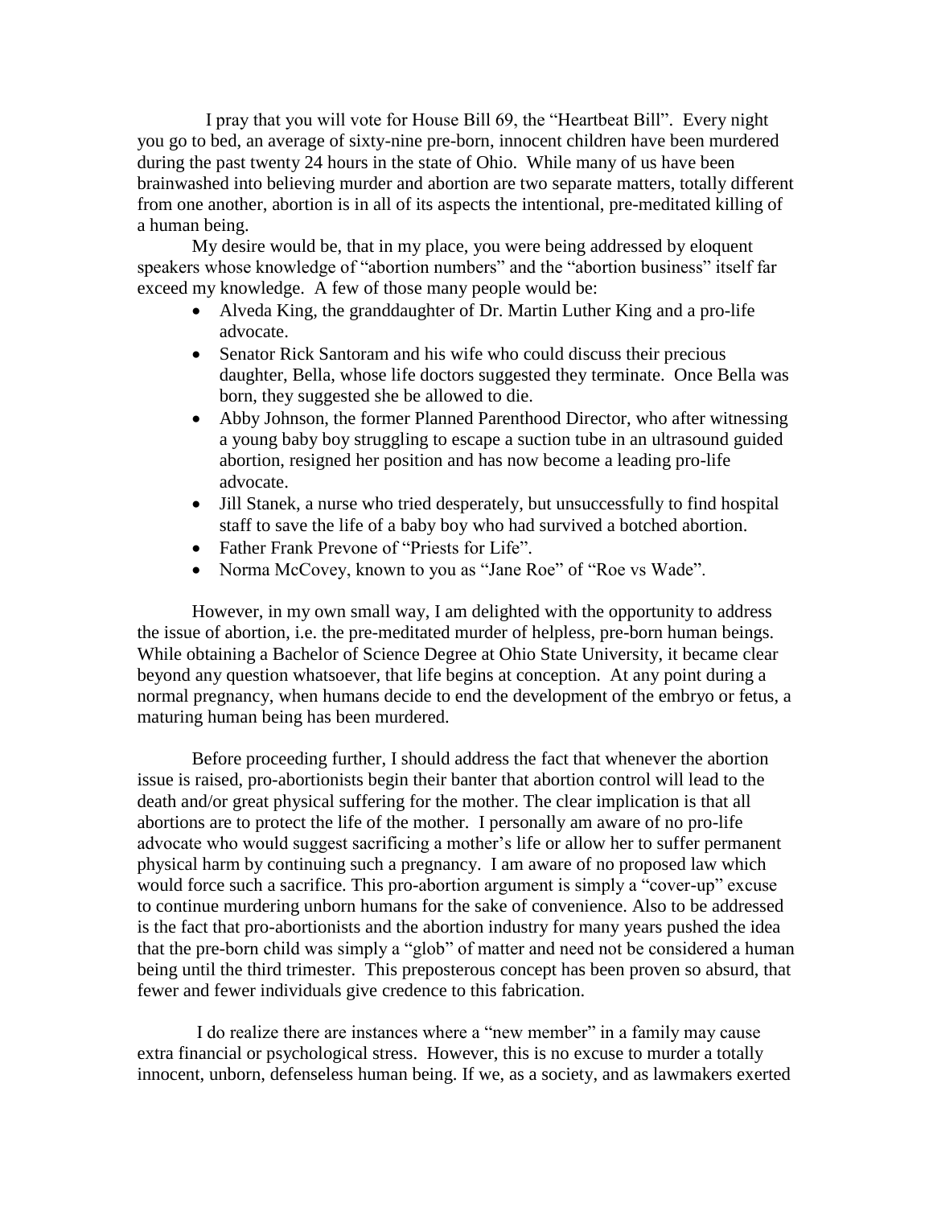I pray that you will vote for House Bill 69, the "Heartbeat Bill". Every night you go to bed, an average of sixty-nine pre-born, innocent children have been murdered during the past twenty 24 hours in the state of Ohio. While many of us have been brainwashed into believing murder and abortion are two separate matters, totally different from one another, abortion is in all of its aspects the intentional, pre-meditated killing of a human being.

My desire would be, that in my place, you were being addressed by eloquent speakers whose knowledge of "abortion numbers" and the "abortion business" itself far exceed my knowledge. A few of those many people would be:

- Alveda King, the granddaughter of Dr. Martin Luther King and a pro-life advocate.
- Senator Rick Santoram and his wife who could discuss their precious daughter, Bella, whose life doctors suggested they terminate. Once Bella was born, they suggested she be allowed to die.
- Abby Johnson, the former Planned Parenthood Director, who after witnessing a young baby boy struggling to escape a suction tube in an ultrasound guided abortion, resigned her position and has now become a leading pro-life advocate.
- Jill Stanek, a nurse who tried desperately, but unsuccessfully to find hospital staff to save the life of a baby boy who had survived a botched abortion.
- Father Frank Prevone of "Priests for Life".
- Norma McCovey, known to you as "Jane Roe" of "Roe vs Wade".

However, in my own small way, I am delighted with the opportunity to address the issue of abortion, i.e. the pre-meditated murder of helpless, pre-born human beings. While obtaining a Bachelor of Science Degree at Ohio State University, it became clear beyond any question whatsoever, that life begins at conception. At any point during a normal pregnancy, when humans decide to end the development of the embryo or fetus, a maturing human being has been murdered.

Before proceeding further, I should address the fact that whenever the abortion issue is raised, pro-abortionists begin their banter that abortion control will lead to the death and/or great physical suffering for the mother. The clear implication is that all abortions are to protect the life of the mother. I personally am aware of no pro-life advocate who would suggest sacrificing a mother's life or allow her to suffer permanent physical harm by continuing such a pregnancy. I am aware of no proposed law which would force such a sacrifice. This pro-abortion argument is simply a "cover-up" excuse to continue murdering unborn humans for the sake of convenience. Also to be addressed is the fact that pro-abortionists and the abortion industry for many years pushed the idea that the pre-born child was simply a "glob" of matter and need not be considered a human being until the third trimester. This preposterous concept has been proven so absurd, that fewer and fewer individuals give credence to this fabrication.

I do realize there are instances where a "new member" in a family may cause extra financial or psychological stress. However, this is no excuse to murder a totally innocent, unborn, defenseless human being. If we, as a society, and as lawmakers exerted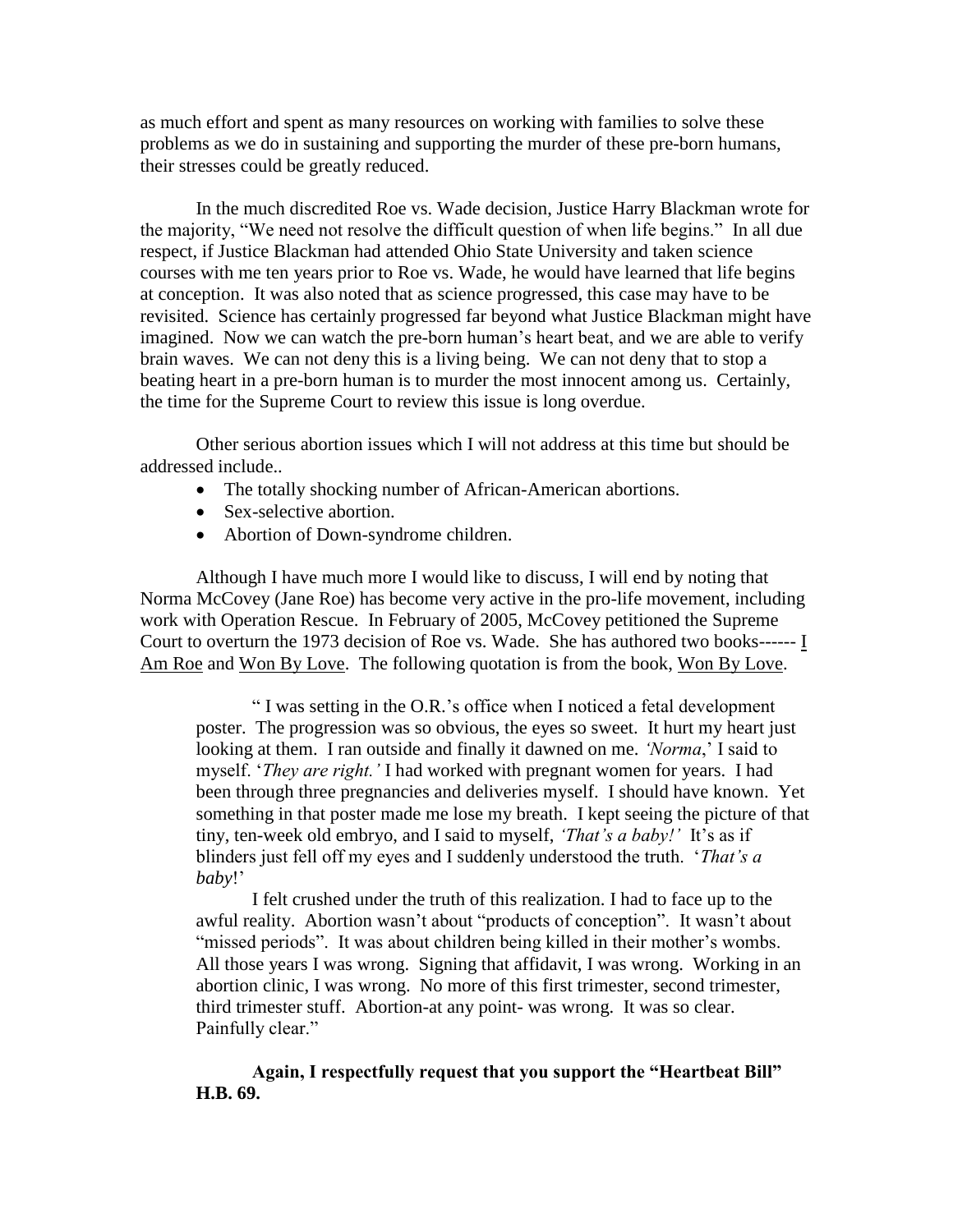as much effort and spent as many resources on working with families to solve these problems as we do in sustaining and supporting the murder of these pre-born humans, their stresses could be greatly reduced.

In the much discredited Roe vs. Wade decision, Justice Harry Blackman wrote for the majority, "We need not resolve the difficult question of when life begins." In all due respect, if Justice Blackman had attended Ohio State University and taken science courses with me ten years prior to Roe vs. Wade, he would have learned that life begins at conception. It was also noted that as science progressed, this case may have to be revisited. Science has certainly progressed far beyond what Justice Blackman might have imagined. Now we can watch the pre-born human's heart beat, and we are able to verify brain waves. We can not deny this is a living being. We can not deny that to stop a beating heart in a pre-born human is to murder the most innocent among us. Certainly, the time for the Supreme Court to review this issue is long overdue.

Other serious abortion issues which I will not address at this time but should be addressed include..

- The totally shocking number of African-American abortions.
- Sex-selective abortion.
- Abortion of Down-syndrome children.

Although I have much more I would like to discuss, I will end by noting that Norma McCovey (Jane Roe) has become very active in the pro-life movement, including work with Operation Rescue. In February of 2005, McCovey petitioned the Supreme Court to overturn the 1973 decision of Roe vs. Wade. She has authored two books------ I Am Roe and Won By Love. The following quotation is from the book, Won By Love.

> " I was setting in the O.R.'s office when I noticed a fetal development poster. The progression was so obvious, the eyes so sweet. It hurt my heart just looking at them. I ran outside and finally it dawned on me. *'Norma*,' I said to myself. '*They are right.'* I had worked with pregnant women for years. I had been through three pregnancies and deliveries myself. I should have known. Yet something in that poster made me lose my breath. I kept seeing the picture of that tiny, ten-week old embryo, and I said to myself, *'That's a baby!'* It's as if blinders just fell off my eyes and I suddenly understood the truth. '*That's a baby*!'
>
> I felt crushed under the truth of this realization. I had to face up to the awful reality. Abortion wasn't about "products of conception". It wasn't about "missed periods". It was about children being killed in their mother's wombs. All those years I was wrong. Signing that affidavit, I was wrong. Working in an abortion clinic, I was wrong. No more of this first trimester, second trimester, third trimester stuff. Abortion-at any point- was wrong. It was so clear. Painfully clear."

**Again, I respectfully request that you support the "Heartbeat Bill" H.B. 69.**